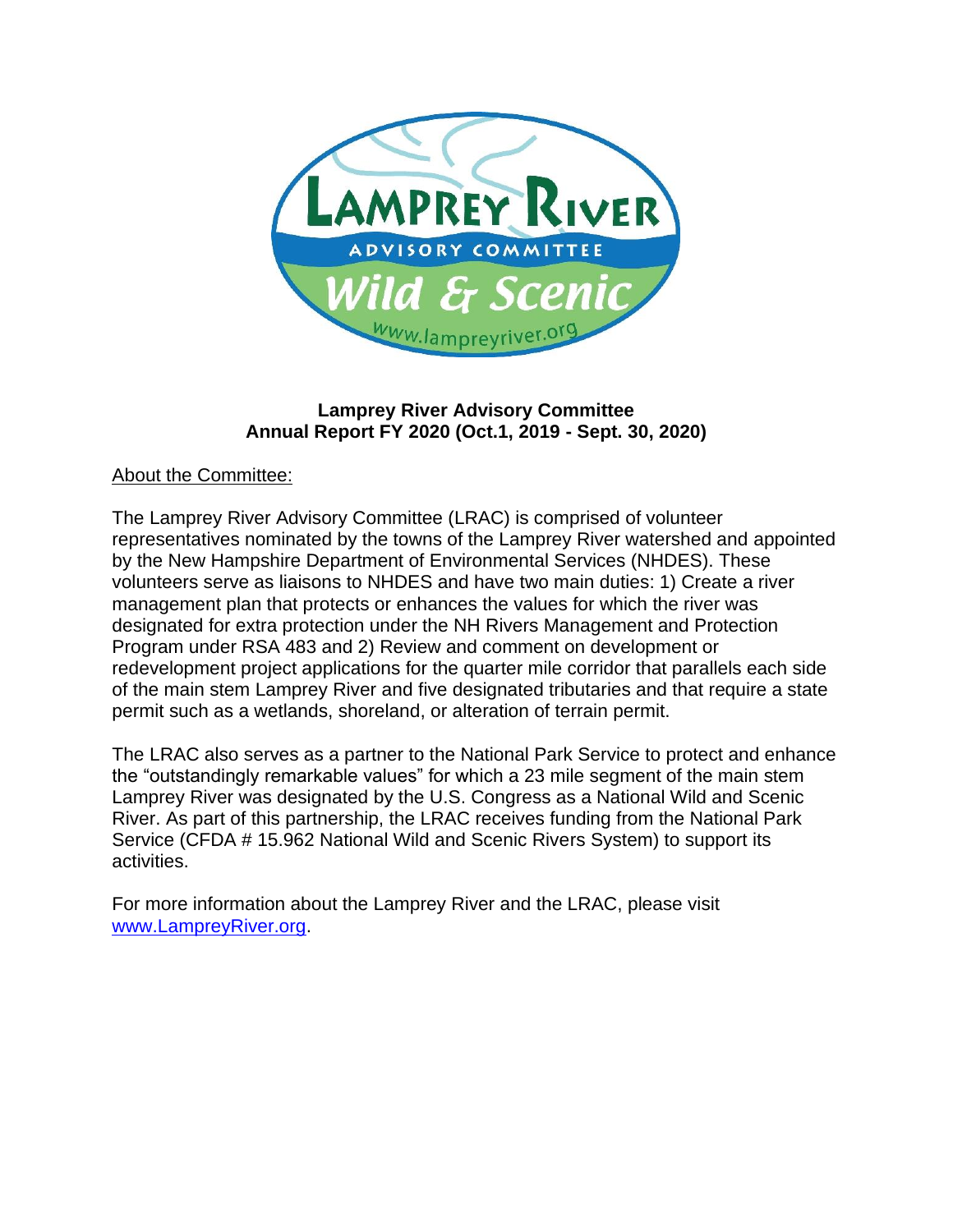**Lamprey River Advisory Committee**
**Annual Report FY 2020 (Oct.1, 2019 - Sept. 30, 2020)**

About the Committee:

The Lamprey River Advisory Committee (LRAC) is comprised of volunteer representatives nominated by the towns of the Lamprey River watershed and appointed by the New Hampshire Department of Environmental Services (NHDES). These volunteers serve as liaisons to NHDES and have two main duties: 1) Create a river management plan that protects or enhances the values for which the river was designated for extra protection under the NH Rivers Management and Protection Program under RSA 483 and 2) Review and comment on development or redevelopment project applications for the quarter mile corridor that parallels each side of the main stem Lamprey River and five designated tributaries and that require a state permit such as a wetlands, shoreland, or alteration of terrain permit.

The LRAC also serves as a partner to the National Park Service to protect and enhance the "outstandingly remarkable values" for which a 23 mile segment of the main stem Lamprey River was designated by the U.S. Congress as a National Wild and Scenic River. As part of this partnership, the LRAC receives funding from the National Park Service (CFDA # 15.962 National Wild and Scenic Rivers System) to support its activities.

For more information about the Lamprey River and the LRAC, please visit www.LampreyRiver.org.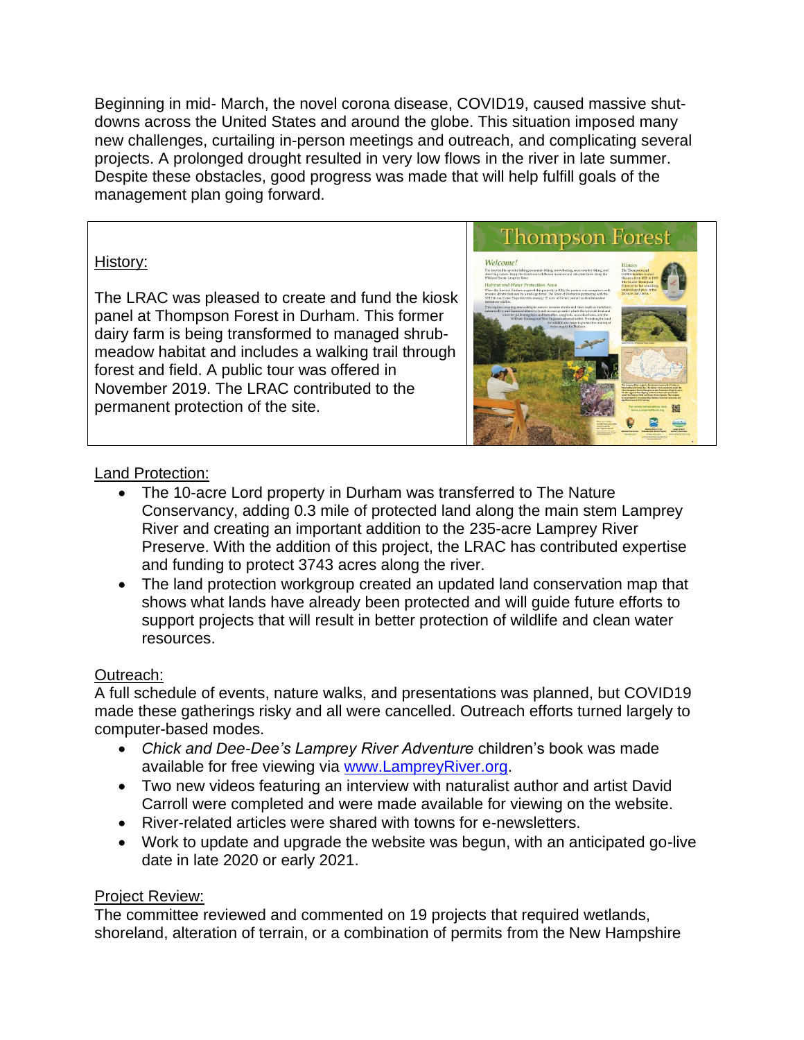Beginning in mid- March, the novel corona disease, COVID19, caused massive shut-downs across the United States and around the globe. This situation imposed many new challenges, curtailing in-person meetings and outreach, and complicating several projects. A prolonged drought resulted in very low flows in the river in late summer. Despite these obstacles, good progress was made that will help fulfill goals of the management plan going forward.

History:

The LRAC was pleased to create and fund the kiosk panel at Thompson Forest in Durham. This former dairy farm is being transformed to managed shrub-meadow habitat and includes a walking trail through forest and field. A public tour was offered in November 2019. The LRAC contributed to the permanent protection of the site.

Land Protection:

- The 10-acre Lord property in Durham was transferred to The Nature Conservancy, adding 0.3 mile of protected land along the main stem Lamprey River and creating an important addition to the 235-acre Lamprey River Preserve. With the addition of this project, the LRAC has contributed expertise and funding to protect 3743 acres along the river.
- The land protection workgroup created an updated land conservation map that shows what lands have already been protected and will guide future efforts to support projects that will result in better protection of wildlife and clean water resources.

Outreach:

A full schedule of events, nature walks, and presentations was planned, but COVID19 made these gatherings risky and all were cancelled. Outreach efforts turned largely to computer-based modes.

- *Chick and Dee-Dee's Lamprey River Adventure* children's book was made available for free viewing via www.LampreyRiver.org.
- Two new videos featuring an interview with naturalist author and artist David Carroll were completed and were made available for viewing on the website.
- River-related articles were shared with towns for e-newsletters.
- Work to update and upgrade the website was begun, with an anticipated go-live date in late 2020 or early 2021.

Project Review:

The committee reviewed and commented on 19 projects that required wetlands, shoreland, alteration of terrain, or a combination of permits from the New Hampshire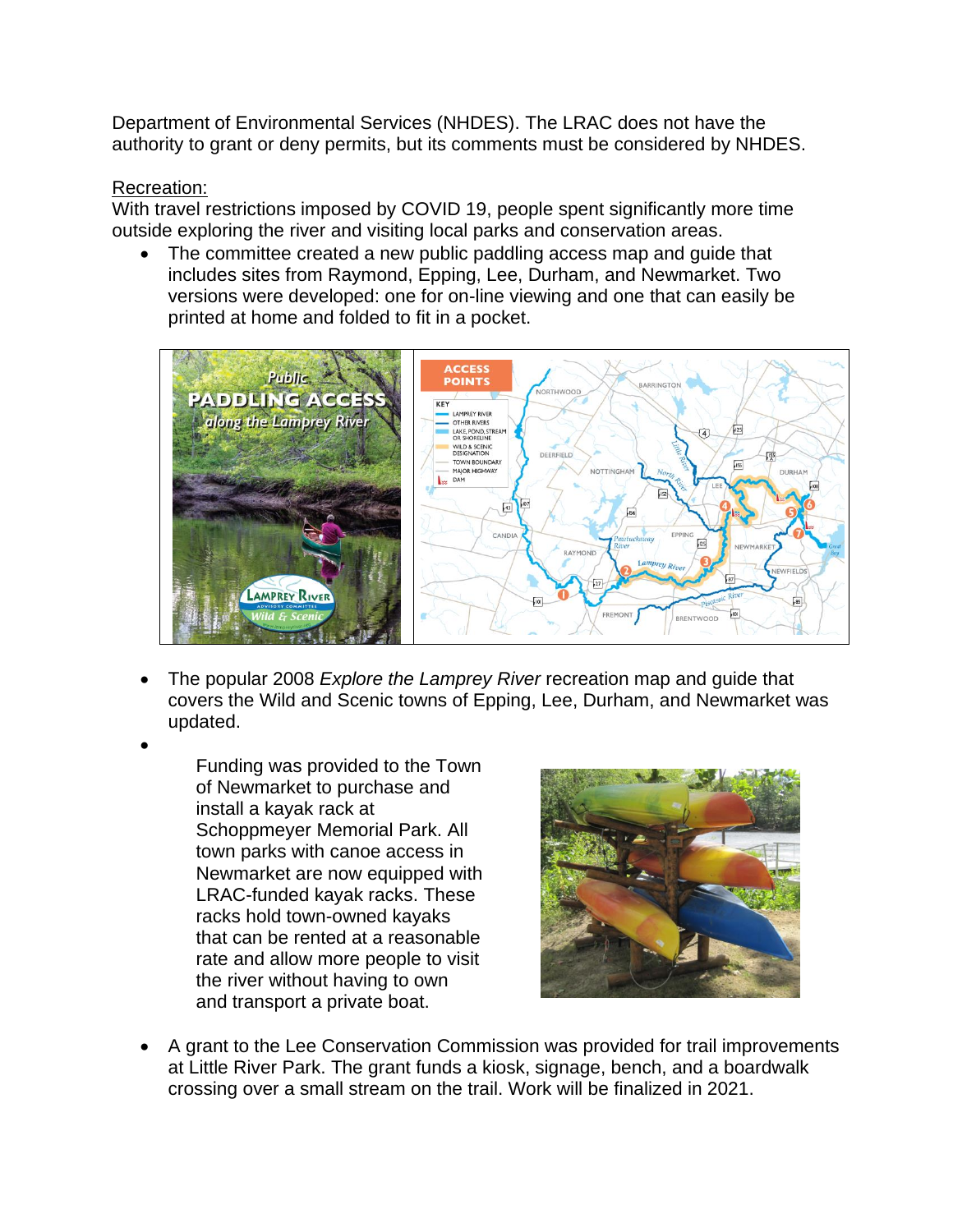Department of Environmental Services (NHDES). The LRAC does not have the authority to grant or deny permits, but its comments must be considered by NHDES.

Recreation:

With travel restrictions imposed by COVID 19, people spent significantly more time outside exploring the river and visiting local parks and conservation areas.

- The committee created a new public paddling access map and guide that includes sites from Raymond, Epping, Lee, Durham, and Newmarket. Two versions were developed: one for on-line viewing and one that can easily be printed at home and folded to fit in a pocket.
- The popular 2008 *Explore the Lamprey River* recreation map and guide that covers the Wild and Scenic towns of Epping, Lee, Durham, and Newmarket was updated.
- Funding was provided to the Town of Newmarket to purchase and install a kayak rack at Schoppmeyer Memorial Park. All town parks with canoe access in Newmarket are now equipped with LRAC-funded kayak racks. These racks hold town-owned kayaks that can be rented at a reasonable rate and allow more people to visit the river without having to own and transport a private boat.
- A grant to the Lee Conservation Commission was provided for trail improvements at Little River Park. The grant funds a kiosk, signage, bench, and a boardwalk crossing over a small stream on the trail. Work will be finalized in 2021.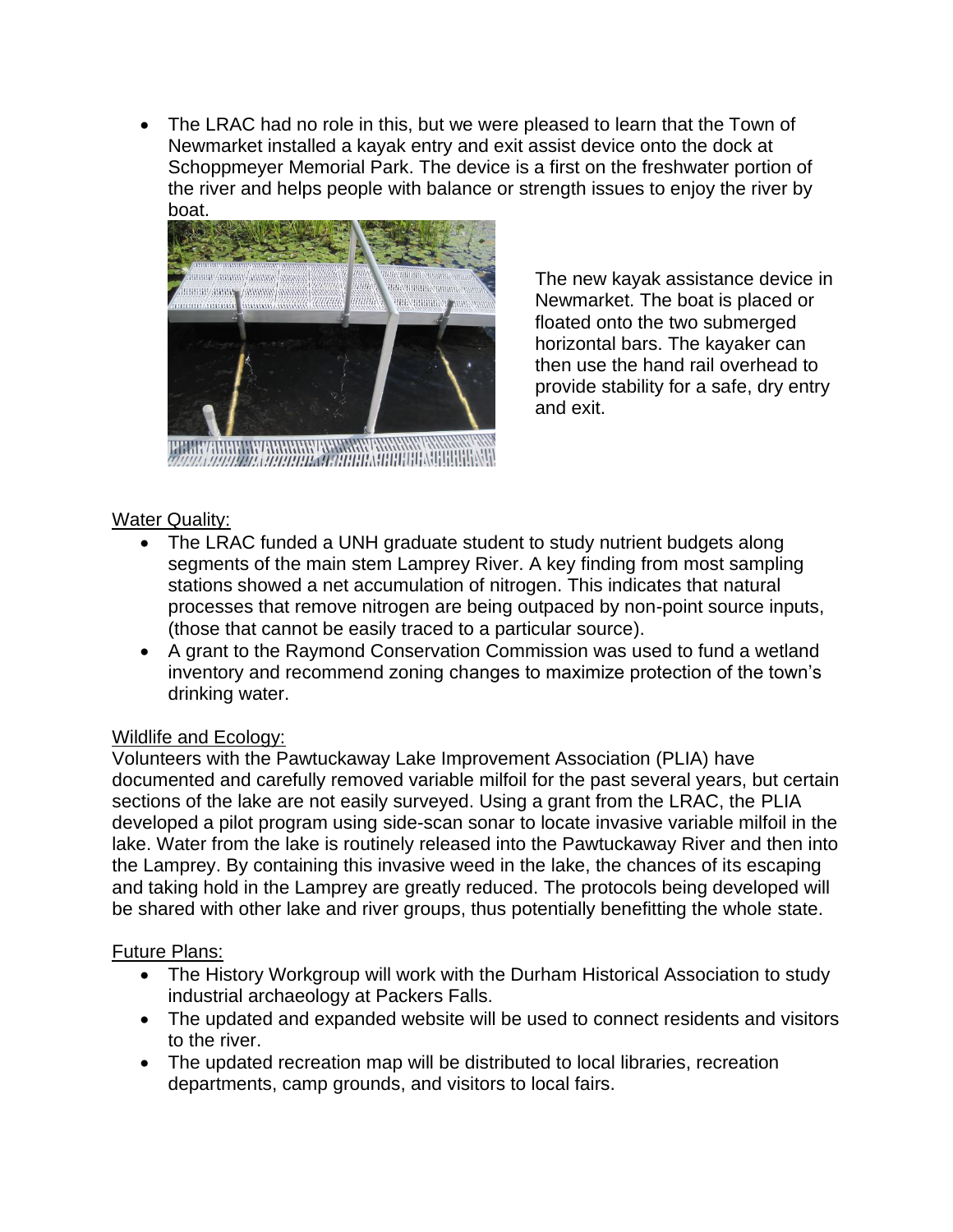- The LRAC had no role in this, but we were pleased to learn that the Town of Newmarket installed a kayak entry and exit assist device onto the dock at Schoppmeyer Memorial Park. The device is a first on the freshwater portion of the river and helps people with balance or strength issues to enjoy the river by boat.

The new kayak assistance device in Newmarket. The boat is placed or floated onto the two submerged horizontal bars. The kayaker can then use the hand rail overhead to provide stability for a safe, dry entry and exit.

<u>Water Quality:</u>

- The LRAC funded a UNH graduate student to study nutrient budgets along segments of the main stem Lamprey River. A key finding from most sampling stations showed a net accumulation of nitrogen. This indicates that natural processes that remove nitrogen are being outpaced by non-point source inputs, (those that cannot be easily traced to a particular source).
- A grant to the Raymond Conservation Commission was used to fund a wetland inventory and recommend zoning changes to maximize protection of the town's drinking water.

<u>Wildlife and Ecology:</u>

Volunteers with the Pawtuckaway Lake Improvement Association (PLIA) have documented and carefully removed variable milfoil for the past several years, but certain sections of the lake are not easily surveyed. Using a grant from the LRAC, the PLIA developed a pilot program using side-scan sonar to locate invasive variable milfoil in the lake. Water from the lake is routinely released into the Pawtuckaway River and then into the Lamprey. By containing this invasive weed in the lake, the chances of its escaping and taking hold in the Lamprey are greatly reduced. The protocols being developed will be shared with other lake and river groups, thus potentially benefitting the whole state.

<u>Future Plans:</u>

- The History Workgroup will work with the Durham Historical Association to study industrial archaeology at Packers Falls.
- The updated and expanded website will be used to connect residents and visitors to the river.
- The updated recreation map will be distributed to local libraries, recreation departments, camp grounds, and visitors to local fairs.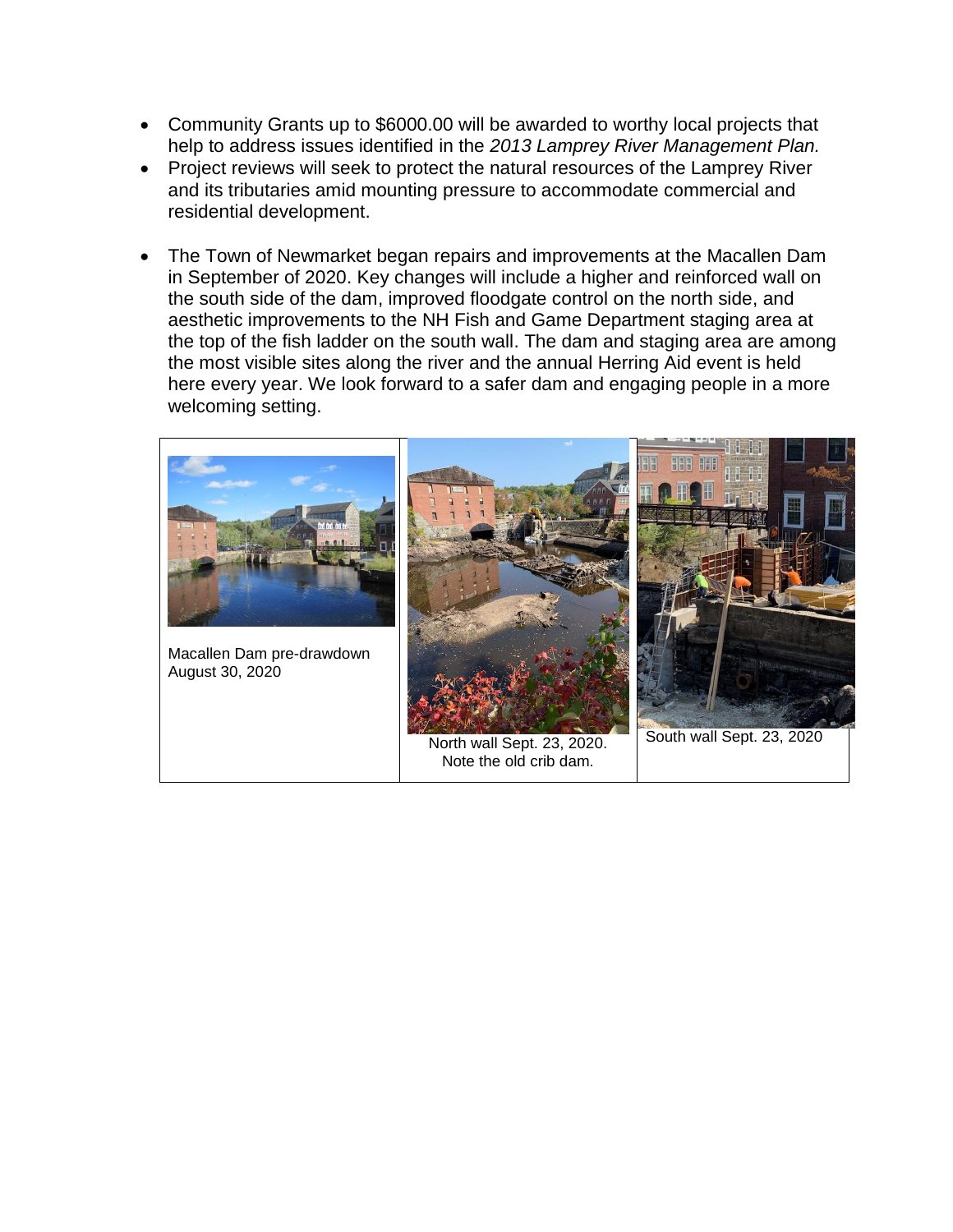- Community Grants up to $6000.00 will be awarded to worthy local projects that help to address issues identified in the *2013 Lamprey River Management Plan.*
- Project reviews will seek to protect the natural resources of the Lamprey River and its tributaries amid mounting pressure to accommodate commercial and residential development.

- The Town of Newmarket began repairs and improvements at the Macallen Dam in September of 2020. Key changes will include a higher and reinforced wall on the south side of the dam, improved floodgate control on the north side, and aesthetic improvements to the NH Fish and Game Department staging area at the top of the fish ladder on the south wall. The dam and staging area are among the most visible sites along the river and the annual Herring Aid event is held here every year. We look forward to a safer dam and engaging people in a more welcoming setting.

Macallen Dam pre-drawdown August 30, 2020

North wall Sept. 23, 2020. Note the old crib dam.

South wall Sept. 23, 2020